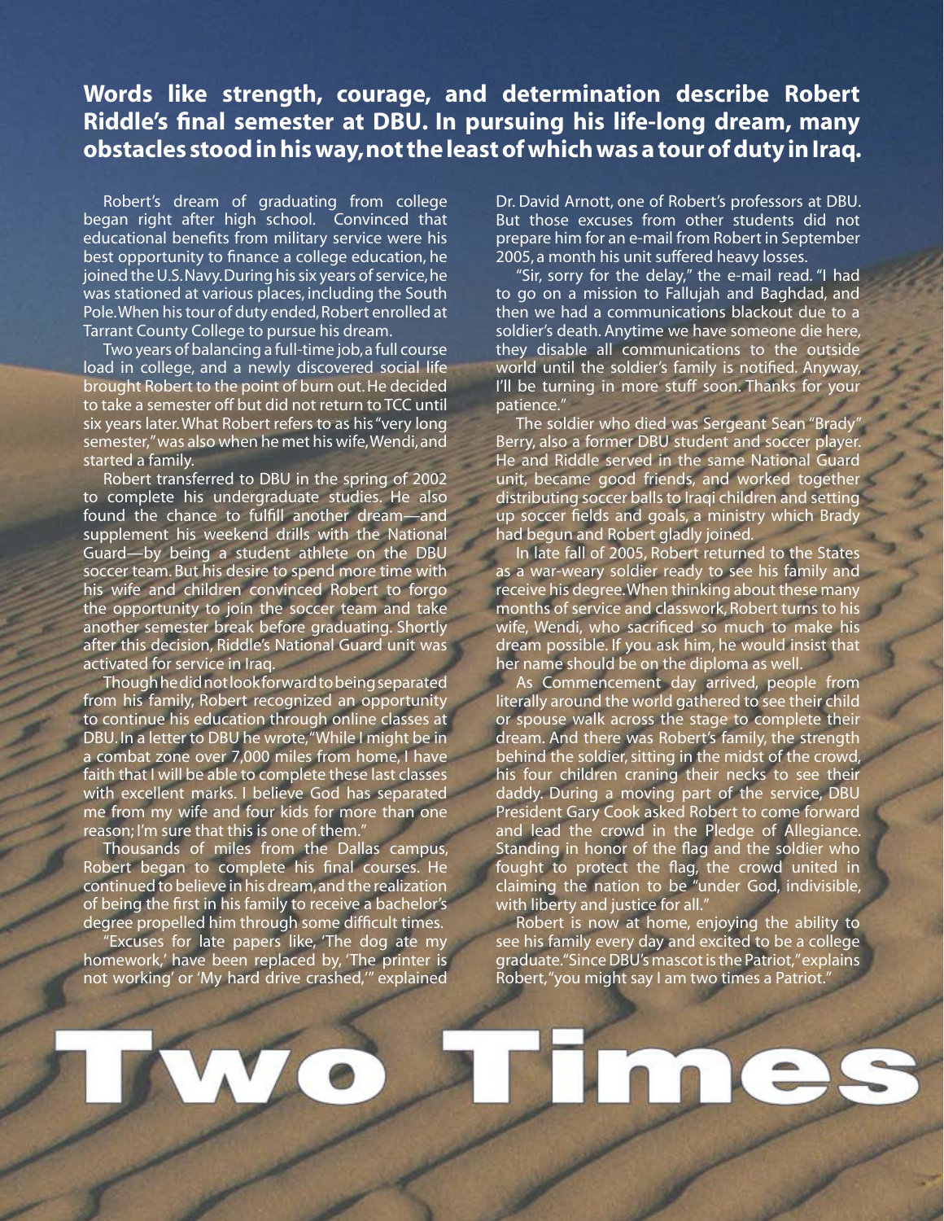**Words like strength, courage, and determination describe Robert Riddle's final semester at DBU. In pursuing his life-long dream, many obstacles stood in his way, not the least of which was a tour of duty in Iraq.**

Robert's dream of graduating from college began right after high school. Convinced that educational benefits from military service were his best opportunity to finance a college education, he joined the U.S. Navy. During his six years of service, he was stationed at various places, including the South Pole. When his tour of duty ended, Robert enrolled at Tarrant County College to pursue his dream.

Two years of balancing a full-time job, a full course load in college, and a newly discovered social life brought Robert to the point of burn out. He decided to take a semester off but did not return to TCC until six years later. What Robert refers to as his "very long semester," was also when he met his wife, Wendi, and started a family.

Robert transferred to DBU in the spring of 2002 to complete his undergraduate studies. He also found the chance to fulfill another dream—and supplement his weekend drills with the National Guard—by being a student athlete on the DBU soccer team. But his desire to spend more time with his wife and children convinced Robert to forgo the opportunity to join the soccer team and take another semester break before graduating. Shortly after this decision, Riddle's National Guard unit was activated for service in Iraq.

Though he did not look forward to being separated from his family, Robert recognized an opportunity to continue his education through online classes at DBU. In a letter to DBU he wrote, "While I might be in a combat zone over 7,000 miles from home, I have faith that I will be able to complete these last classes with excellent marks. I believe God has separated me from my wife and four kids for more than one reason; I'm sure that this is one of them."

Thousands of miles from the Dallas campus, Robert began to complete his final courses. He continued to believe in his dream, and the realization of being the first in his family to receive a bachelor's degree propelled him through some difficult times.

"Excuses for late papers like, 'The dog ate my homework,' have been replaced by, 'The printer is not working' or 'My hard drive crashed,'" explained Dr. David Arnott, one of Robert's professors at DBU. But those excuses from other students did not prepare him for an e-mail from Robert in September 2005, a month his unit suffered heavy losses.

"Sir, sorry for the delay," the e-mail read. "I had to go on a mission to Fallujah and Baghdad, and then we had a communications blackout due to a soldier's death. Anytime we have someone die here, they disable all communications to the outside world until the soldier's family is notified. Anyway, I'll be turning in more stuff soon. Thanks for your patience."

The soldier who died was Sergeant Sean "Brady" Berry, also a former DBU student and soccer player. He and Riddle served in the same National Guard unit, became good friends, and worked together distributing soccer balls to Iraqi children and setting up soccer fields and goals, a ministry which Brady had begun and Robert gladly joined.

In late fall of 2005, Robert returned to the States as a war-weary soldier ready to see his family and receive his degree. When thinking about these many months of service and classwork, Robert turns to his wife, Wendi, who sacrificed so much to make his dream possible. If you ask him, he would insist that her name should be on the diploma as well.

As Commencement day arrived, people from literally around the world gathered to see their child or spouse walk across the stage to complete their dream. And there was Robert's family, the strength behind the soldier, sitting in the midst of the crowd, his four children craning their necks to see their daddy. During a moving part of the service, DBU President Gary Cook asked Robert to come forward and lead the crowd in the Pledge of Allegiance. Standing in honor of the flag and the soldier who fought to protect the flag, the crowd united in claiming the nation to be "under God, indivisible, with liberty and justice for all."

Robert is now at home, enjoying the ability to see his family every day and excited to be a college graduate. "Since DBU's mascot is the Patriot," explains Robert, "you might say I am two times a Patriot."

# Two Times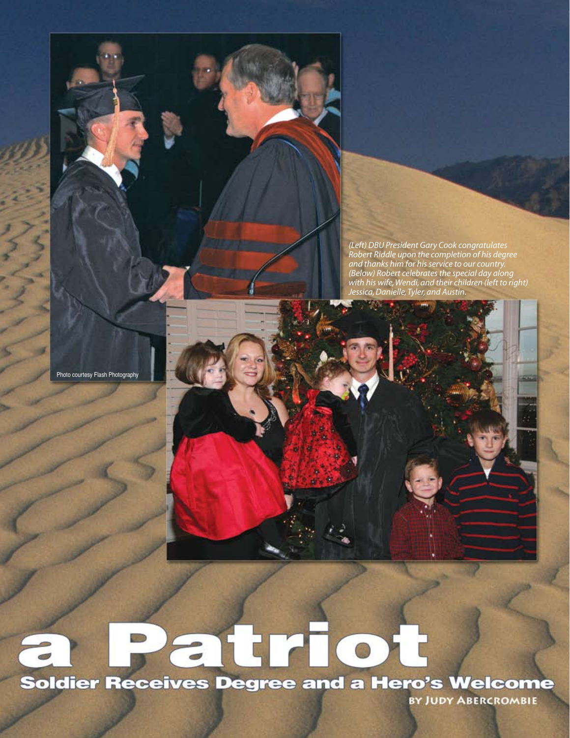(Left) DBU President Gary Cook congratulates Robert Riddle upon the completion of his degree and thanks him for his service to our country. (Below) Robert celebrates the special day along with his wife, Wendi, and their children (left to right) Jessica, Danielle, Tyler, and Austin.

Photo courtesy Flash Photography

# a Patriot

## Soldier Receives Degree and a Hero's Welcome

BY JUDY ABERCROMBIE